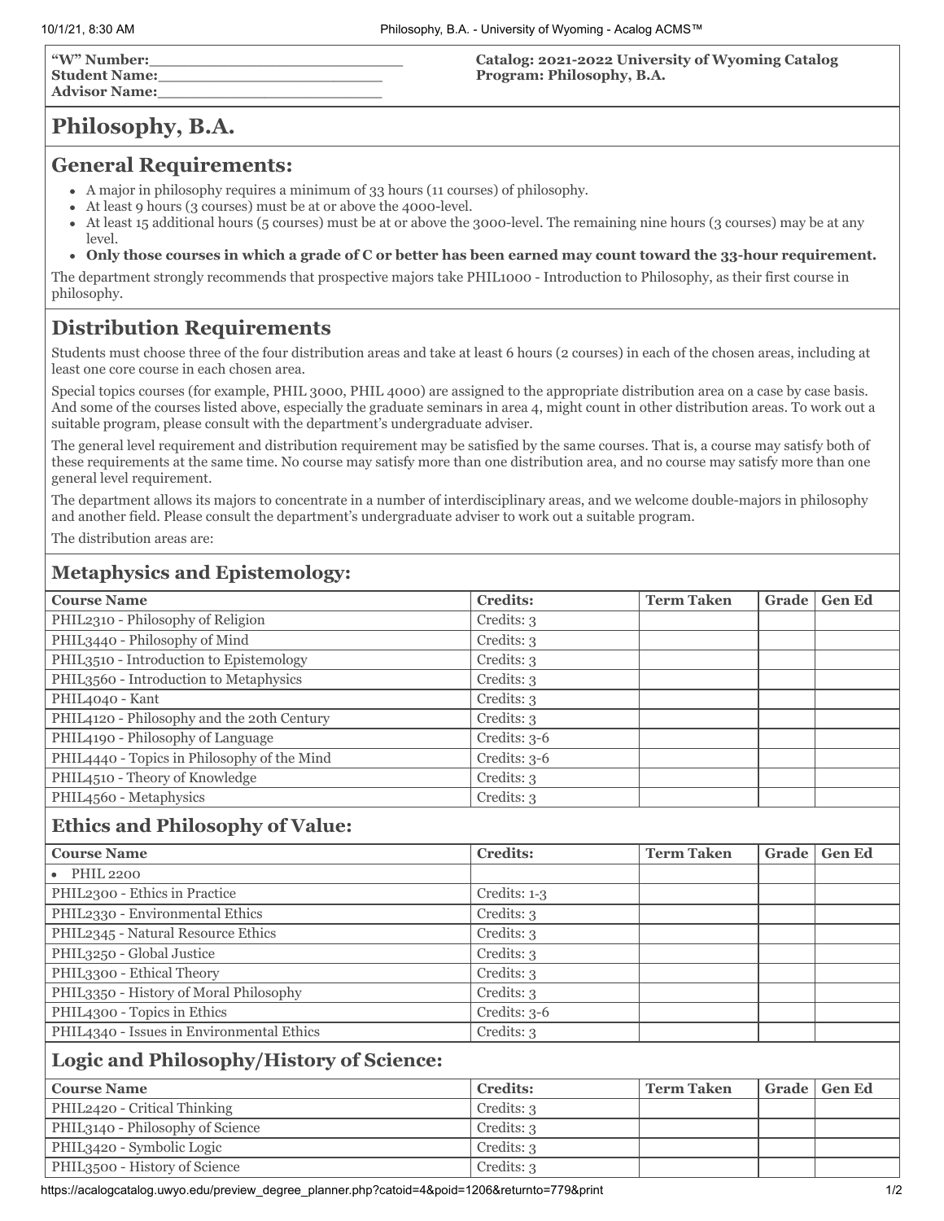**"W" Number:**\_\_\_\_\_\_\_\_\_\_\_\_\_\_\_\_\_\_\_\_\_\_\_\_\_
**Student Name:**\_\_\_\_\_\_\_\_\_\_\_\_\_\_\_\_\_\_\_\_\_\_\_
**Advisor Name:**\_\_\_\_\_\_\_\_\_\_\_\_\_\_\_\_\_\_\_\_\_\_\_

**Catalog: 2021-2022 University of Wyoming Catalog**
**Program: Philosophy, B.A.**

# Philosophy, B.A.

## General Requirements:

- A major in philosophy requires a minimum of 33 hours (11 courses) of philosophy.
- At least 9 hours (3 courses) must be at or above the 4000-level.
- At least 15 additional hours (5 courses) must be at or above the 3000-level. The remaining nine hours (3 courses) may be at any level.
- **Only those courses in which a grade of C or better has been earned may count toward the 33-hour requirement.**

The department strongly recommends that prospective majors take PHIL1000 - Introduction to Philosophy, as their first course in philosophy.

## Distribution Requirements

Students must choose three of the four distribution areas and take at least 6 hours (2 courses) in each of the chosen areas, including at least one core course in each chosen area.

Special topics courses (for example, PHIL 3000, PHIL 4000) are assigned to the appropriate distribution area on a case by case basis. And some of the courses listed above, especially the graduate seminars in area 4, might count in other distribution areas. To work out a suitable program, please consult with the department's undergraduate adviser.

The general level requirement and distribution requirement may be satisfied by the same courses. That is, a course may satisfy both of these requirements at the same time. No course may satisfy more than one distribution area, and no course may satisfy more than one general level requirement.

The department allows its majors to concentrate in a number of interdisciplinary areas, and we welcome double-majors in philosophy and another field. Please consult the department's undergraduate adviser to work out a suitable program.

The distribution areas are:

### Metaphysics and Epistemology:

| Course Name | Credits: | Term Taken | Grade | Gen Ed |
|---|---|---|---|---|
| PHIL2310 - Philosophy of Religion | Credits: 3 | | | |
| PHIL3440 - Philosophy of Mind | Credits: 3 | | | |
| PHIL3510 - Introduction to Epistemology | Credits: 3 | | | |
| PHIL3560 - Introduction to Metaphysics | Credits: 3 | | | |
| PHIL4040 - Kant | Credits: 3 | | | |
| PHIL4120 - Philosophy and the 20th Century | Credits: 3 | | | |
| PHIL4190 - Philosophy of Language | Credits: 3-6 | | | |
| PHIL4440 - Topics in Philosophy of the Mind | Credits: 3-6 | | | |
| PHIL4510 - Theory of Knowledge | Credits: 3 | | | |
| PHIL4560 - Metaphysics | Credits: 3 | | | |

### Ethics and Philosophy of Value:

| Course Name | Credits: | Term Taken | Grade | Gen Ed |
|---|---|---|---|---|
| • PHIL 2200 | | | | |
| PHIL2300 - Ethics in Practice | Credits: 1-3 | | | |
| PHIL2330 - Environmental Ethics | Credits: 3 | | | |
| PHIL2345 - Natural Resource Ethics | Credits: 3 | | | |
| PHIL3250 - Global Justice | Credits: 3 | | | |
| PHIL3300 - Ethical Theory | Credits: 3 | | | |
| PHIL3350 - History of Moral Philosophy | Credits: 3 | | | |
| PHIL4300 - Topics in Ethics | Credits: 3-6 | | | |
| PHIL4340 - Issues in Environmental Ethics | Credits: 3 | | | |

### Logic and Philosophy/History of Science:

| Course Name | Credits: | Term Taken | Grade | Gen Ed |
|---|---|---|---|---|
| PHIL2420 - Critical Thinking | Credits: 3 | | | |
| PHIL3140 - Philosophy of Science | Credits: 3 | | | |
| PHIL3420 - Symbolic Logic | Credits: 3 | | | |
| PHIL3500 - History of Science | Credits: 3 | | | |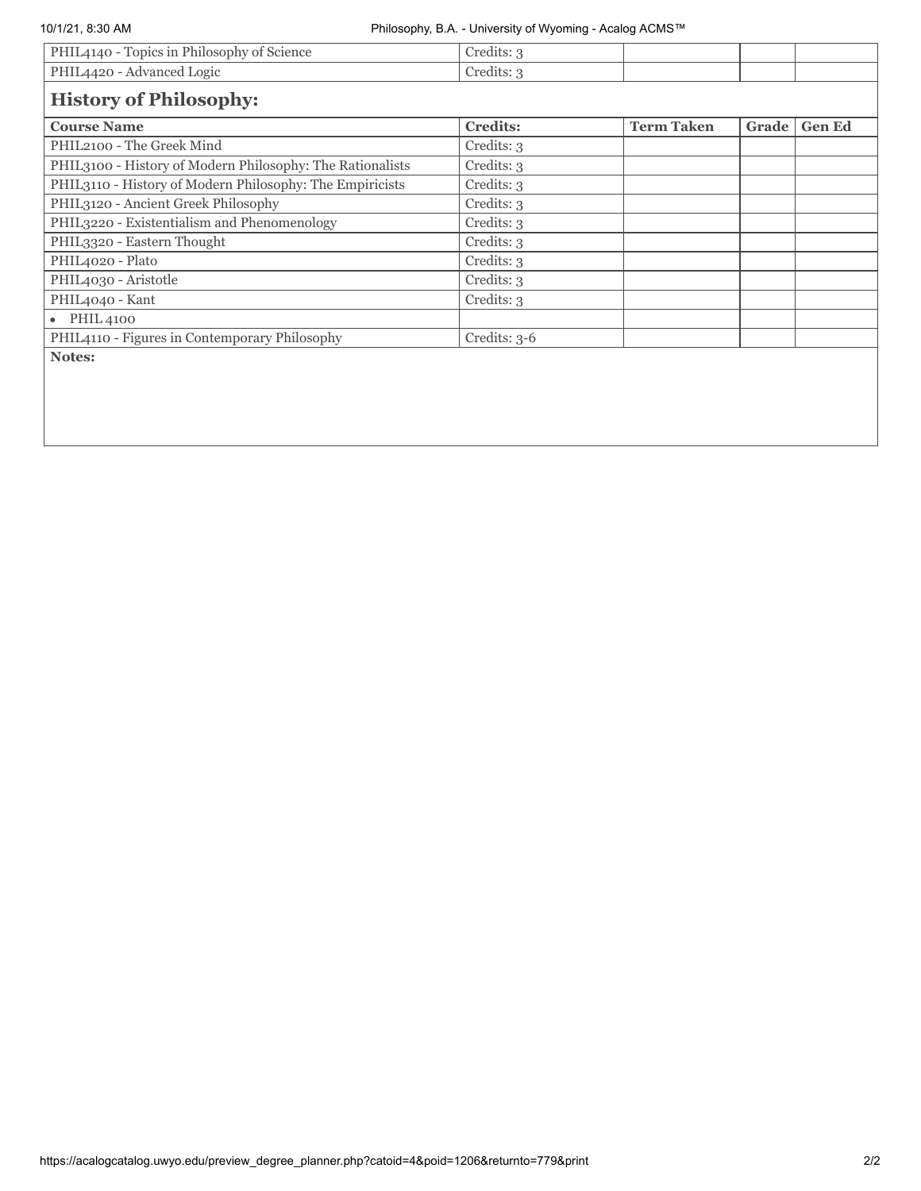| | | | | |
|---|---|---|---|---|
| PHIL4140 - Topics in Philosophy of Science | Credits: 3 | | | |
| PHIL4420 - Advanced Logic | Credits: 3 | | | |

### History of Philosophy:

| Course Name | Credits: | Term Taken | Grade | Gen Ed |
|---|---|---|---|---|
| PHIL2100 - The Greek Mind | Credits: 3 | | | |
| PHIL3100 - History of Modern Philosophy: The Rationalists | Credits: 3 | | | |
| PHIL3110 - History of Modern Philosophy: The Empiricists | Credits: 3 | | | |
| PHIL3120 - Ancient Greek Philosophy | Credits: 3 | | | |
| PHIL3220 - Existentialism and Phenomenology | Credits: 3 | | | |
| PHIL3320 - Eastern Thought | Credits: 3 | | | |
| PHIL4020 - Plato | Credits: 3 | | | |
| PHIL4030 - Aristotle | Credits: 3 | | | |
| PHIL4040 - Kant | Credits: 3 | | | |
| • PHIL 4100 | | | | |
| PHIL4110 - Figures in Contemporary Philosophy | Credits: 3-6 | | | |

**Notes:**